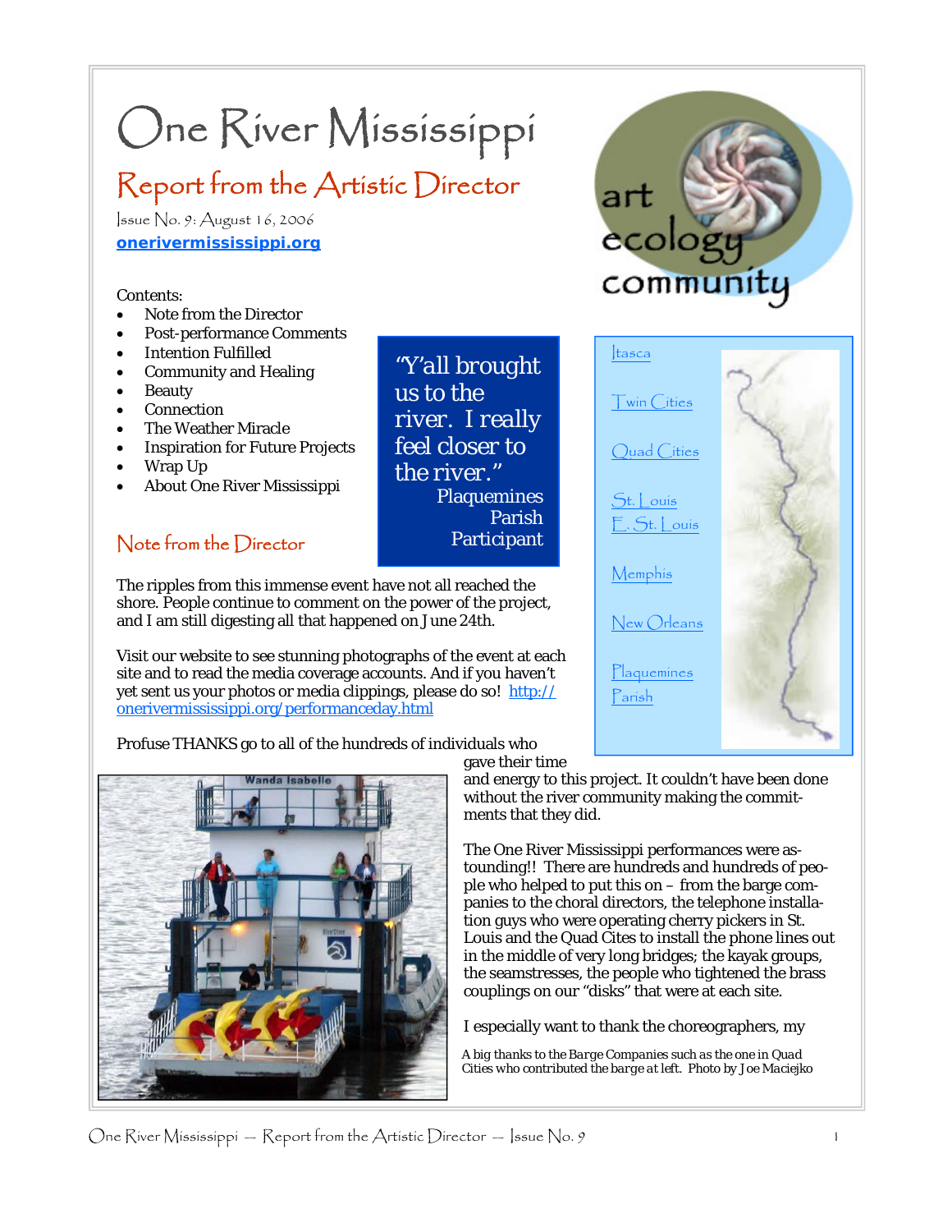# One River Mississippi

## Report from the Artistic Director

Issue No. 9: August 16, 2006

**onerivermississippi.org**

art ecology community

Contents:

- Note from the Director
- Post-performance Comments
- Intention Fulfilled
- Community and Healing
- Beauty
- Connection
- The Weather Miracle
- Inspiration for Future Projects
- Wrap Up
- About One River Mississippi

> "Y'all brought us to the river. I really feel closer to the river."
> Plaquemines Parish Participant

Itasca
Twin Cities
Quad Cities
St. Louis
E. St. Louis
Memphis
New Orleans
Plaquemines Parish

### Note from the Director

The ripples from this immense event have not all reached the shore. People continue to comment on the power of the project, and I am still digesting all that happened on June 24th.

Visit our website to see stunning photographs of the event at each site and to read the media coverage accounts. And if you haven't yet sent us your photos or media clippings, please do so! http://onerivermississippi.org/performanceday.html

Profuse THANKS go to all of the hundreds of individuals who gave their time and energy to this project. It couldn't have been done without the river community making the commitments that they did.

The One River Mississippi performances were astounding!! There are hundreds and hundreds of people who helped to put this on – from the barge companies to the choral directors, the telephone installation guys who were operating cherry pickers in St. Louis and the Quad Cites to install the phone lines out in the middle of very long bridges; the kayak groups, the seamstresses, the people who tightened the brass couplings on our "disks" that were at each site.

I especially want to thank the choreographers, my

*A big thanks to the Barge Companies such as the one in Quad Cities who contributed the barge at left. Photo by Joe Maciejko*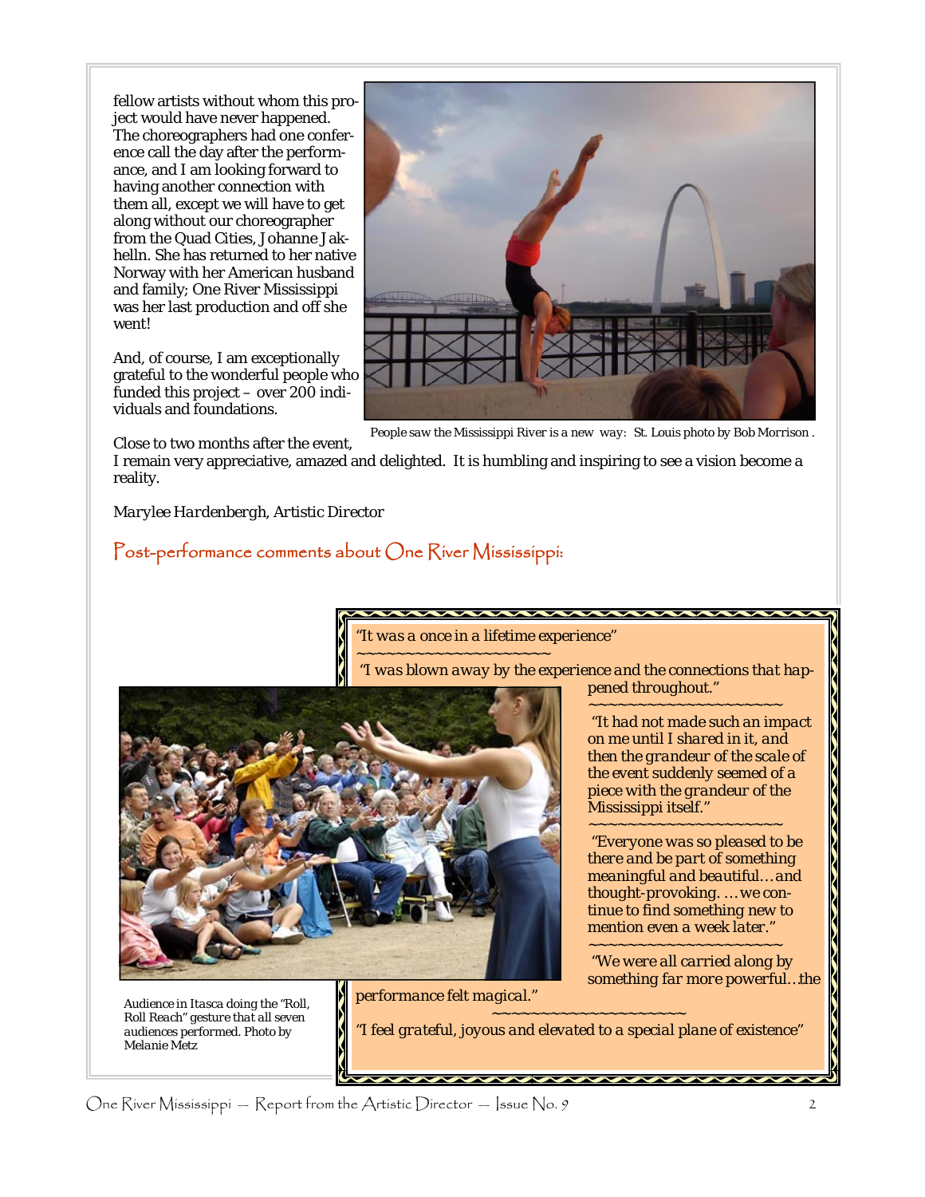fellow artists without whom this project would have never happened. The choreographers had one conference call the day after the performance, and I am looking forward to having another connection with them all, except we will have to get along without our choreographer from the Quad Cities, Johanne Jakhelln. She has returned to her native Norway with her American husband and family; One River Mississippi was her last production and off she went!

And, of course, I am exceptionally grateful to the wonderful people who funded this project – over 200 individuals and foundations.

People saw the Mississippi River is a new way: St. Louis photo by Bob Morrison .

Close to two months after the event, I remain very appreciative, amazed and delighted. It is humbling and inspiring to see a vision become a reality.

*Marylee Hardenbergh, Artistic Director*

## Post-performance comments about One River Mississippi:

*"It was a once in a lifetime experience"*

~~~~~~~~~~~~~~~~~~~~~~

*"I was blown away by the experience and the connections that happened throughout."*

~~~~~~~~~~~~~~~~~~~~~~

*"It had not made such an impact on me until I shared in it, and then the grandeur of the scale of the event suddenly seemed of a piece with the grandeur of the Mississippi itself."*

~~~~~~~~~~~~~~~~~~~~~~

*"Everyone was so pleased to be there and be part of something meaningful and beautiful…and thought-provoking. …we continue to find something new to mention even a week later."*

~~~~~~~~~~~~~~~~~~~~~~

*"We were all carried along by something far more powerful…the performance felt magical."*

~~~~~~~~~~~~~~~~~~~~~~

*"I feel grateful, joyous and elevated to a special plane of existence"*

Audience in Itasca doing the "Roll, Roll Reach" gesture that all seven audiences performed. Photo by Melanie Metz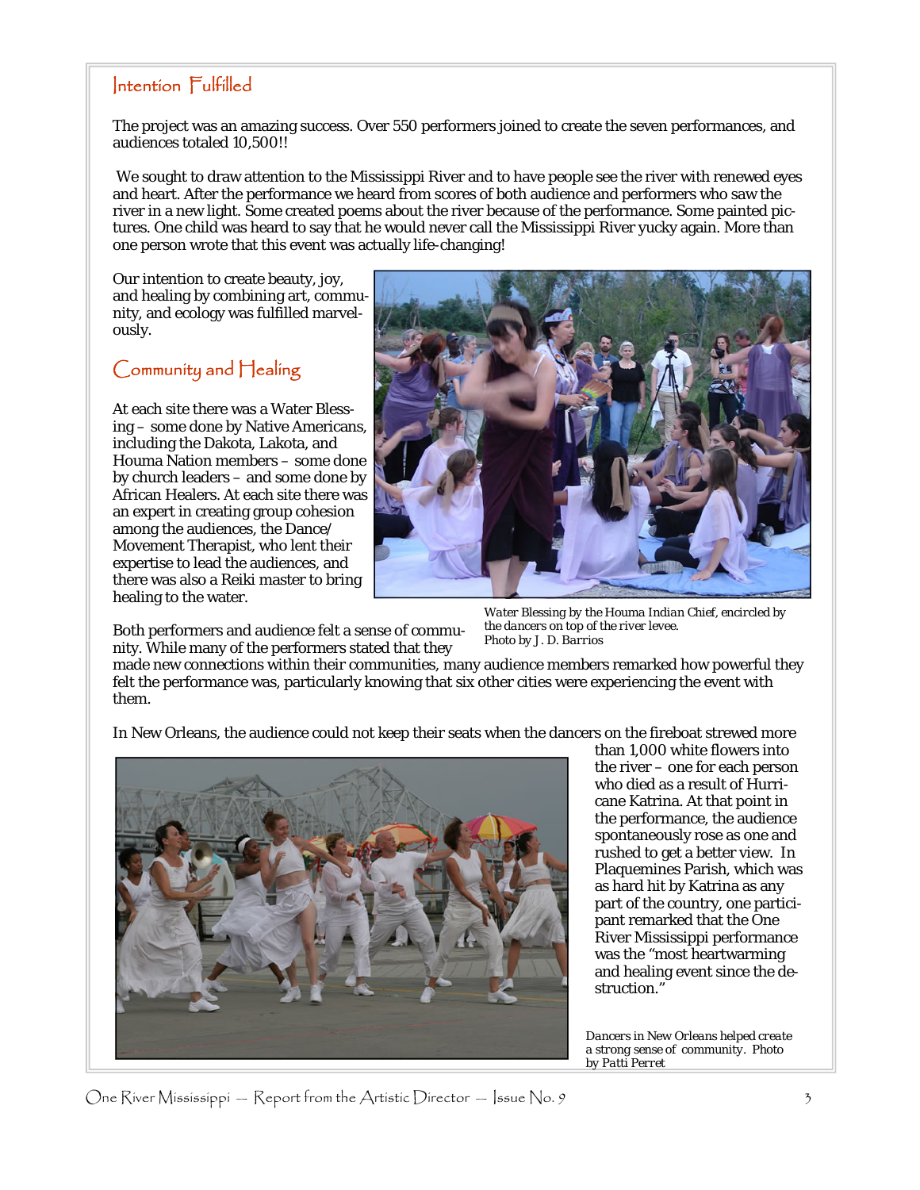## Intention Fulfilled

The project was an amazing success. Over 550 performers joined to create the seven performances, and audiences totaled 10,500!!

We sought to draw attention to the Mississippi River and to have people see the river with renewed eyes and heart. After the performance we heard from scores of both audience and performers who saw the river in a new light. Some created poems about the river because of the performance. Some painted pictures. One child was heard to say that he would never call the Mississippi River yucky again. More than one person wrote that this event was actually life-changing!

Our intention to create beauty, joy, and healing by combining art, community, and ecology was fulfilled marvelously.

## Community and Healing

At each site there was a Water Blessing – some done by Native Americans, including the Dakota, Lakota, and Houma Nation members – some done by church leaders – and some done by African Healers. At each site there was an expert in creating group cohesion among the audiences, the Dance/Movement Therapist, who lent their expertise to lead the audiences, and there was also a Reiki master to bring healing to the water.

*Water Blessing by the Houma Indian Chief, encircled by the dancers on top of the river levee. Photo by J. D. Barrios*

Both performers and audience felt a sense of community. While many of the performers stated that they made new connections within their communities, many audience members remarked how powerful they felt the performance was, particularly knowing that six other cities were experiencing the event with them.

In New Orleans, the audience could not keep their seats when the dancers on the fireboat strewed more than 1,000 white flowers into the river – one for each person who died as a result of Hurricane Katrina. At that point in the performance, the audience spontaneously rose as one and rushed to get a better view. In Plaquemines Parish, which was as hard hit by Katrina as any part of the country, one participant remarked that the One River Mississippi performance was the "most heartwarming and healing event since the destruction."

*Dancers in New Orleans helped create a strong sense of community. Photo by Patti Perret*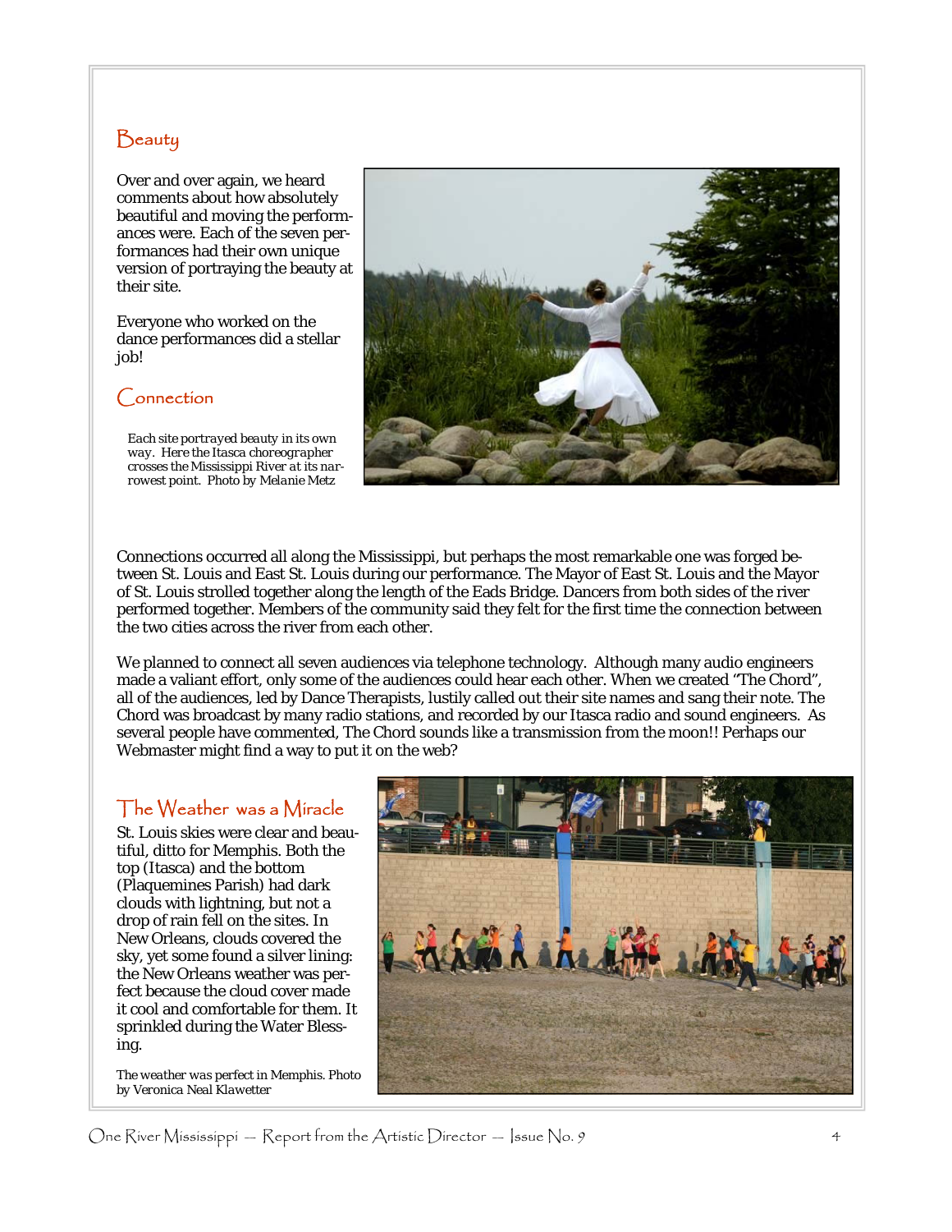## Beauty

Over and over again, we heard comments about how absolutely beautiful and moving the performances were. Each of the seven performances had their own unique version of portraying the beauty at their site.

Everyone who worked on the dance performances did a stellar job!

*Each site portrayed beauty in its own way. Here the Itasca choreographer crosses the Mississippi River at its narrowest point. Photo by Melanie Metz*

## Connection

Connections occurred all along the Mississippi, but perhaps the most remarkable one was forged between St. Louis and East St. Louis during our performance. The Mayor of East St. Louis and the Mayor of St. Louis strolled together along the length of the Eads Bridge. Dancers from both sides of the river performed together. Members of the community said they felt for the first time the connection between the two cities across the river from each other.

We planned to connect all seven audiences via telephone technology. Although many audio engineers made a valiant effort, only some of the audiences could hear each other. When we created "The Chord", all of the audiences, led by Dance Therapists, lustily called out their site names and sang their note. The Chord was broadcast by many radio stations, and recorded by our Itasca radio and sound engineers. As several people have commented, The Chord sounds like a transmission from the moon!! Perhaps our Webmaster might find a way to put it on the web?

## The Weather was a Miracle

St. Louis skies were clear and beautiful, ditto for Memphis. Both the top (Itasca) and the bottom (Plaquemines Parish) had dark clouds with lightning, but not a drop of rain fell on the sites. In New Orleans, clouds covered the sky, yet some found a silver lining: the New Orleans weather was perfect because the cloud cover made it cool and comfortable for them. It sprinkled during the Water Blessing.

The weather was perfect in Memphis. Photo by Veronica Neal Klawetter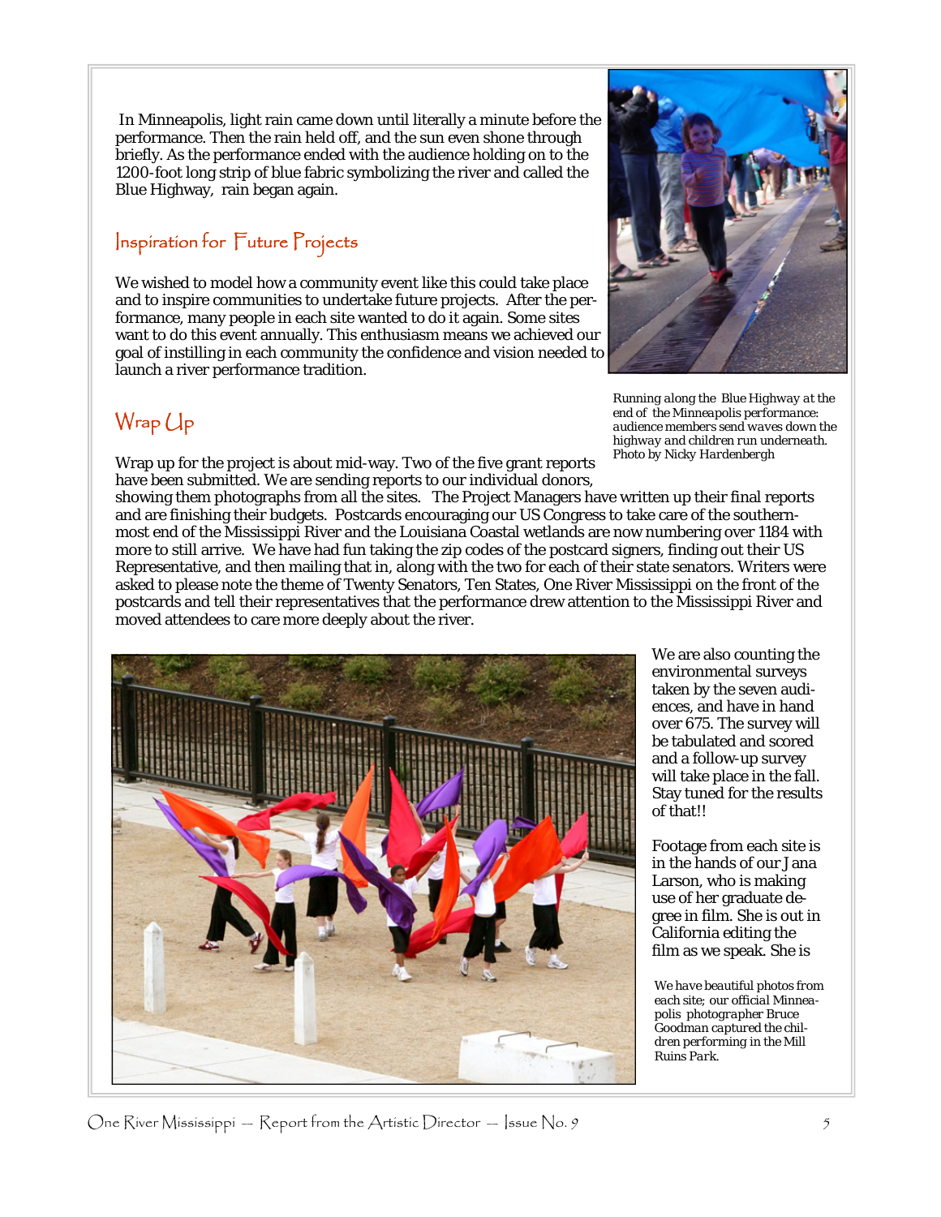In Minneapolis, light rain came down until literally a minute before the performance. Then the rain held off, and the sun even shone through briefly. As the performance ended with the audience holding on to the 1200-foot long strip of blue fabric symbolizing the river and called the Blue Highway, rain began again.

*Running along the Blue Highway at the end of the Minneapolis performance: audience members send waves down the highway and children run underneath. Photo by Nicky Hardenbergh*

## Inspiration for Future Projects

We wished to model how a community event like this could take place and to inspire communities to undertake future projects. After the performance, many people in each site wanted to do it again. Some sites want to do this event annually. This enthusiasm means we achieved our goal of instilling in each community the confidence and vision needed to launch a river performance tradition.

## Wrap Up

Wrap up for the project is about mid-way. Two of the five grant reports have been submitted. We are sending reports to our individual donors, showing them photographs from all the sites. The Project Managers have written up their final reports and are finishing their budgets. Postcards encouraging our US Congress to take care of the southern-most end of the Mississippi River and the Louisiana Coastal wetlands are now numbering over 1184 with more to still arrive. We have had fun taking the zip codes of the postcard signers, finding out their US Representative, and then mailing that in, along with the two for each of their state senators. Writers were asked to please note the theme of Twenty Senators, Ten States, One River Mississippi on the front of the postcards and tell their representatives that the performance drew attention to the Mississippi River and moved attendees to care more deeply about the river.

We are also counting the environmental surveys taken by the seven audiences, and have in hand over 675. The survey will be tabulated and scored and a follow-up survey will take place in the fall. Stay tuned for the results of that!!

Footage from each site is in the hands of our Jana Larson, who is making use of her graduate degree in film. She is out in California editing the film as we speak. She is

*We have beautiful photos from each site; our official Minneapolis photographer Bruce Goodman captured the children performing in the Mill Ruins Park.*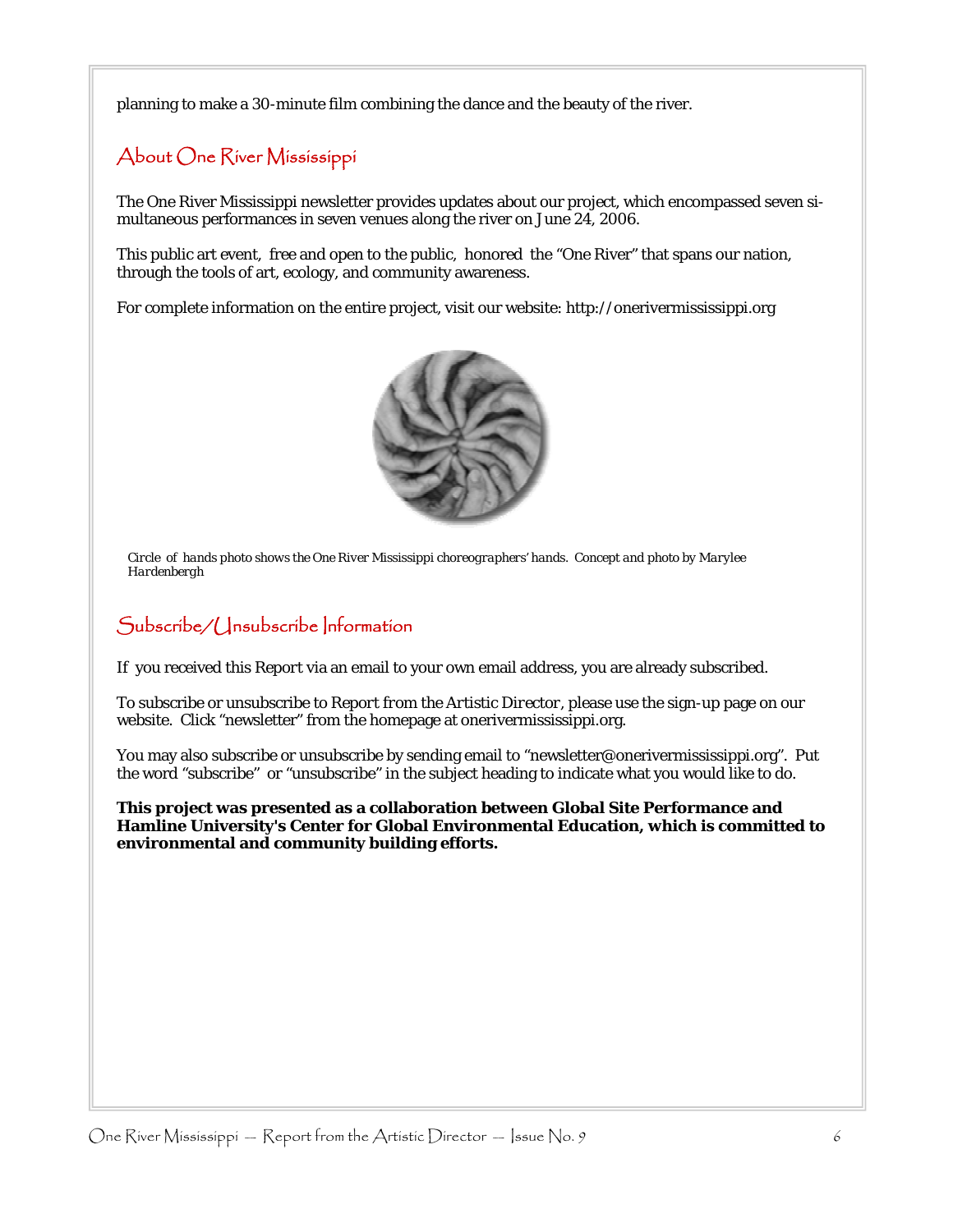planning to make a 30-minute film combining the dance and the beauty of the river.

## About One River Mississippi

The One River Mississippi newsletter provides updates about our project, which encompassed seven simultaneous performances in seven venues along the river on June 24, 2006.

This public art event, free and open to the public, honored the "One River" that spans our nation, through the tools of art, ecology, and community awareness.

For complete information on the entire project, visit our website: http://onerivermississippi.org

*Circle of hands photo shows the One River Mississippi choreographers' hands. Concept and photo by Marylee Hardenbergh*

## Subscribe/Unsubscribe Information

If you received this Report via an email to your own email address, you are already subscribed.

To subscribe or unsubscribe to *Report from the Artistic Director*, please use the sign-up page on our website. Click "newsletter" from the homepage at onerivermississippi.org.

You may also subscribe or unsubscribe by sending email to "newsletter@onerivermississippi.org". Put the word "subscribe" or "unsubscribe" in the subject heading to indicate what you would like to do.

**This project was presented as a collaboration between Global Site Performance and Hamline University's Center for Global Environmental Education, which is committed to environmental and community building efforts.**